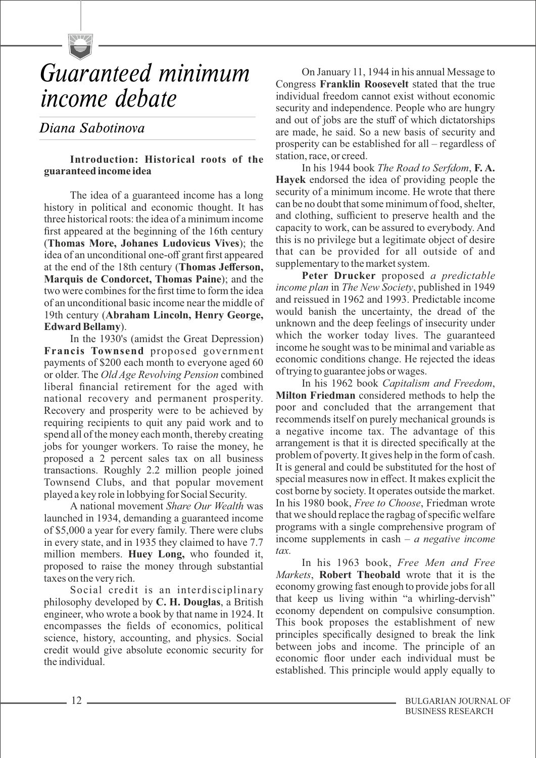# *Guaranteed minimum income debate*

*Diana Sabotinova*

**Introduction: Historical roots of the guaranteed income idea**

The idea of a guaranteed income has a long history in political and economic thought. It has three historical roots: the idea of a minimum income first appeared at the beginning of the 16th century (**Thomas More, Johanes Ludovicus Vives**); the idea of an unconditional one-off grant first appeared at the end of the 18th century (**Thomas Jefferson, Marquis de Condorcet, Thomas Paine**); and the two were combines for the first time to form the idea of an unconditional basic income near the middle of 19th century (**Abraham Lincoln, Henry George, Edward Bellamy**).

In the 1930's (amidst the Great Depression) **Francis Townsend** proposed government payments of $200 each month to everyone aged 60 or older. The *Old Age Revolving Pension* combined liberal financial retirement for the aged with national recovery and permanent prosperity. Recovery and prosperity were to be achieved by requiring recipients to quit any paid work and to spend all of the money each month, thereby creating jobs for younger workers. To raise the money, he proposed a 2 percent sales tax on all business transactions. Roughly 2.2 million people joined Townsend Clubs, and that popular movement played a key role in lobbying for Social Security.

A national movement *Share Our Wealth* was launched in 1934, demanding a guaranteed income of $5,000 a year for every family. There were clubs in every state, and in 1935 they claimed to have 7.7 million members. **Huey Long,** who founded it, proposed to raise the money through substantial taxes on the very rich.

Social credit is an interdisciplinary philosophy developed by **C. H. Douglas**, a British engineer, who wrote a book by that name in 1924. It encompasses the fields of economics, political science, history, accounting, and physics. Social credit would give absolute economic security for the individual.

On January 11, 1944 in his annual Message to Congress **Franklin Roosevelt** stated that the true individual freedom cannot exist without economic security and independence. People who are hungry and out of jobs are the stuff of which dictatorships are made, he said. So a new basis of security and prosperity can be established for all – regardless of station, race, or creed.

In his 1944 book *The Road to Serfdom*, **F. A. Hayek** endorsed the idea of providing people the security of a minimum income. He wrote that there can be no doubt that some minimum of food, shelter, and clothing, sufficient to preserve health and the capacity to work, can be assured to everybody. And this is no privilege but a legitimate object of desire that can be provided for all outside of and supplementary to the market system.

**Peter Drucker** proposed *a predictable income plan* in *The New Society*, published in 1949 and reissued in 1962 and 1993. Predictable income would banish the uncertainty, the dread of the unknown and the deep feelings of insecurity under which the worker today lives. The guaranteed income he sought was to be minimal and variable as economic conditions change. He rejected the ideas of trying to guarantee jobs or wages.

In his 1962 book *Capitalism and Freedom*, **Milton Friedman** considered methods to help the poor and concluded that the arrangement that recommends itself on purely mechanical grounds is a negative income tax. The advantage of this arrangement is that it is directed specifically at the problem of poverty. It gives help in the form of cash. It is general and could be substituted for the host of special measures now in effect. It makes explicit the cost borne by society. It operates outside the market. In his 1980 book, *Free to Choose*, Friedman wrote that we should replace the ragbag of specific welfare programs with a single comprehensive program of income supplements in cash – *a negative income tax.*

In his 1963 book, *Free Men and Free Markets*, **Robert Theobald** wrote that it is the economy growing fast enough to provide jobs for all that keep us living within "a whirling-dervish" economy dependent on compulsive consumption. This book proposes the establishment of new principles specifically designed to break the link between jobs and income. The principle of an economic floor under each individual must be established. This principle would apply equally to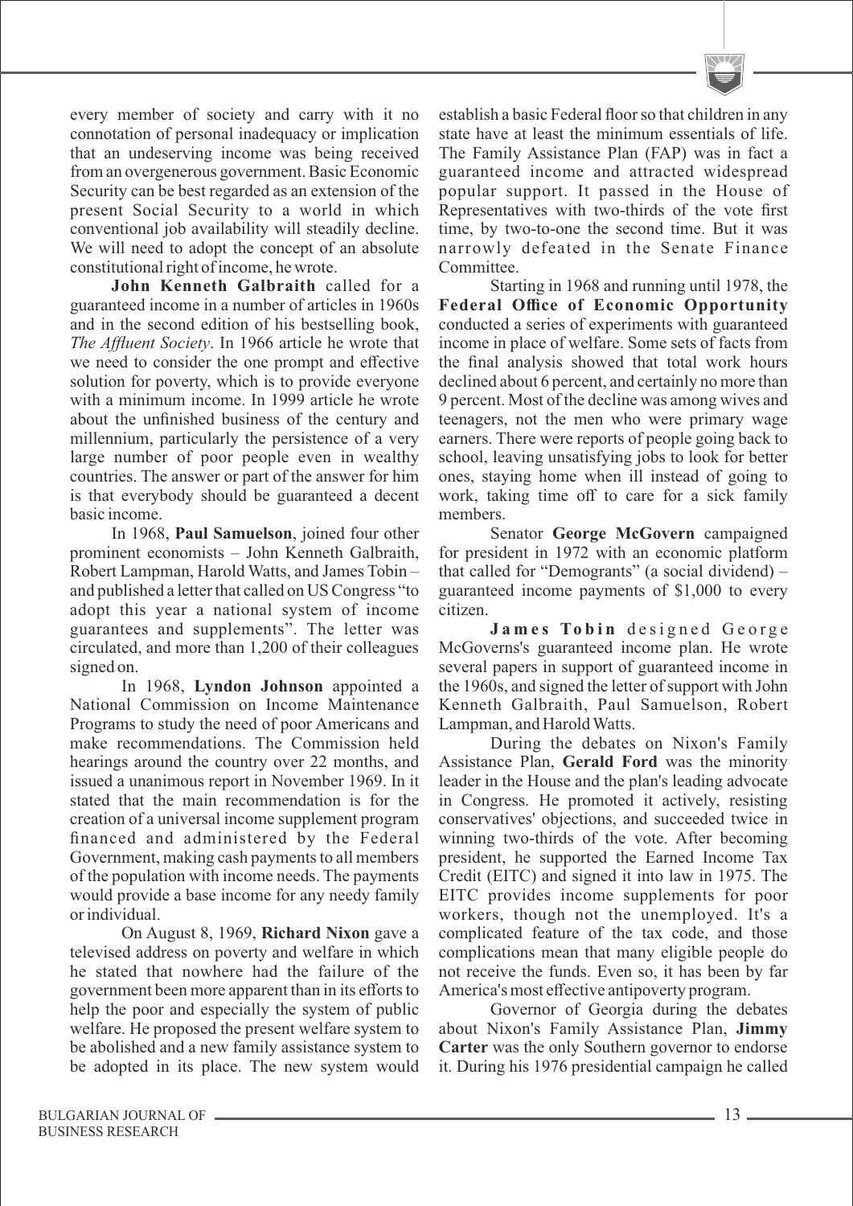every member of society and carry with it no connotation of personal inadequacy or implication that an undeserving income was being received from an overgenerous government. Basic Economic Security can be best regarded as an extension of the present Social Security to a world in which conventional job availability will steadily decline. We will need to adopt the concept of an absolute constitutional right of income, he wrote.

**John Kenneth Galbraith** called for a guaranteed income in a number of articles in 1960s and in the second edition of his bestselling book, *The Affluent Society*. In 1966 article he wrote that we need to consider the one prompt and effective solution for poverty, which is to provide everyone with a minimum income. In 1999 article he wrote about the unfinished business of the century and millennium, particularly the persistence of a very large number of poor people even in wealthy countries. The answer or part of the answer for him is that everybody should be guaranteed a decent basic income.

In 1968, **Paul Samuelson**, joined four other prominent economists – John Kenneth Galbraith, Robert Lampman, Harold Watts, and James Tobin – and published a letter that called on US Congress "to adopt this year a national system of income guarantees and supplements". The letter was circulated, and more than 1,200 of their colleagues signed on.

In 1968, **Lyndon Johnson** appointed a National Commission on Income Maintenance Programs to study the need of poor Americans and make recommendations. The Commission held hearings around the country over 22 months, and issued a unanimous report in November 1969. In it stated that the main recommendation is for the creation of a universal income supplement program financed and administered by the Federal Government, making cash payments to all members of the population with income needs. The payments would provide a base income for any needy family or individual.

On August 8, 1969, **Richard Nixon** gave a televised address on poverty and welfare in which he stated that nowhere had the failure of the government been more apparent than in its efforts to help the poor and especially the system of public welfare. He proposed the present welfare system to be abolished and a new family assistance system to be adopted in its place. The new system would establish a basic Federal floor so that children in any state have at least the minimum essentials of life. The Family Assistance Plan (FAP) was in fact a guaranteed income and attracted widespread popular support. It passed in the House of Representatives with two-thirds of the vote first time, by two-to-one the second time. But it was narrowly defeated in the Senate Finance Committee.

Starting in 1968 and running until 1978, the **Federal Office of Economic Opportunity** conducted a series of experiments with guaranteed income in place of welfare. Some sets of facts from the final analysis showed that total work hours declined about 6 percent, and certainly no more than 9 percent. Most of the decline was among wives and teenagers, not the men who were primary wage earners. There were reports of people going back to school, leaving unsatisfying jobs to look for better ones, staying home when ill instead of going to work, taking time off to care for a sick family members.

Senator **George McGovern** campaigned for president in 1972 with an economic platform that called for "Demogrants" (a social dividend) – guaranteed income payments of $1,000 to every citizen.

**James Tobin** designed George McGoverns's guaranteed income plan. He wrote several papers in support of guaranteed income in the 1960s, and signed the letter of support with John Kenneth Galbraith, Paul Samuelson, Robert Lampman, and Harold Watts.

During the debates on Nixon's Family Assistance Plan, **Gerald Ford** was the minority leader in the House and the plan's leading advocate in Congress. He promoted it actively, resisting conservatives' objections, and succeeded twice in winning two-thirds of the vote. After becoming president, he supported the Earned Income Tax Credit (EITC) and signed it into law in 1975. The EITC provides income supplements for poor workers, though not the unemployed. It's a complicated feature of the tax code, and those complications mean that many eligible people do not receive the funds. Even so, it has been by far America's most effective antipoverty program.

Governor of Georgia during the debates about Nixon's Family Assistance Plan, **Jimmy Carter** was the only Southern governor to endorse it. During his 1976 presidential campaign he called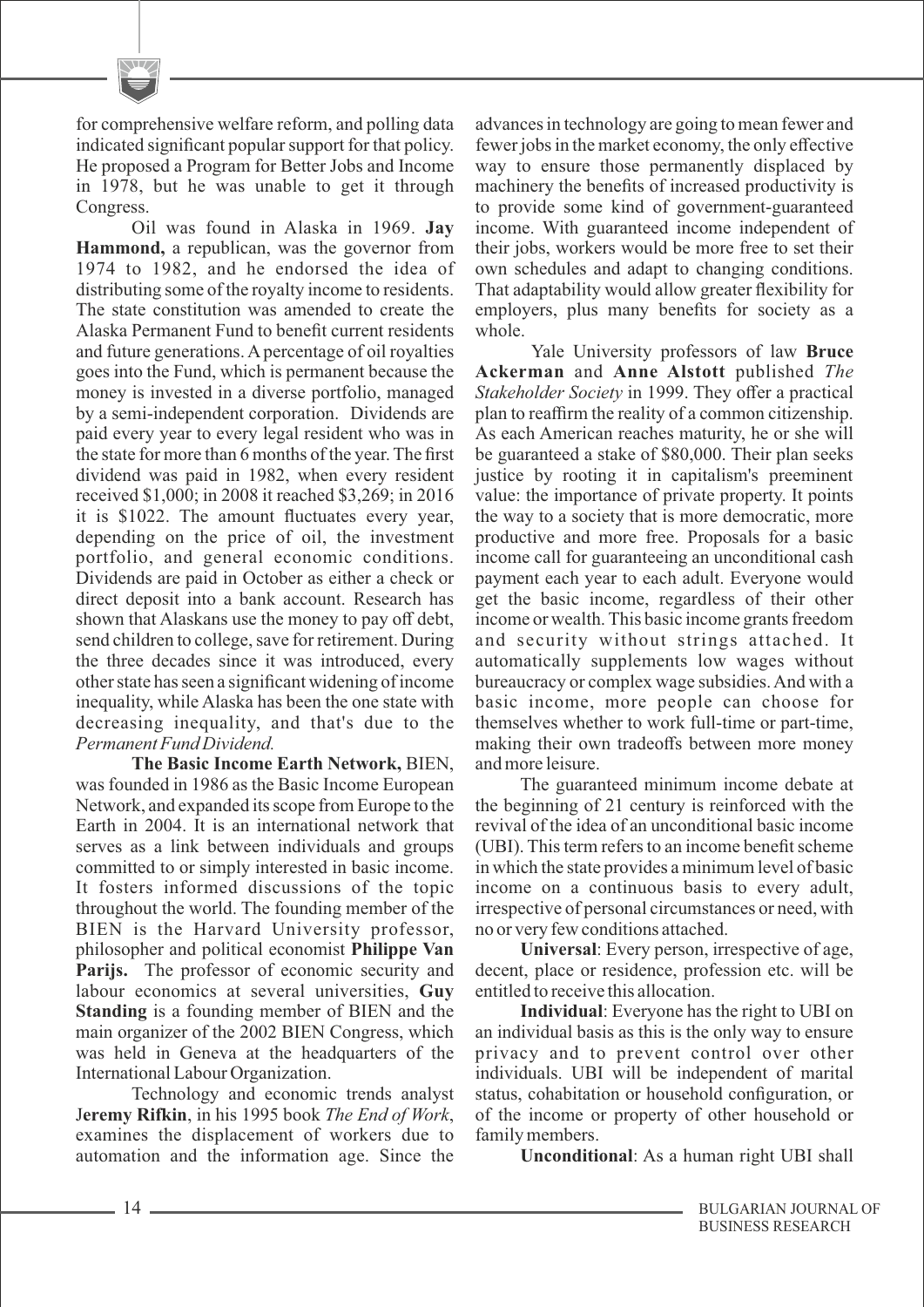for comprehensive welfare reform, and polling data indicated significant popular support for that policy. He proposed a Program for Better Jobs and Income in 1978, but he was unable to get it through Congress.

Oil was found in Alaska in 1969. **Jay Hammond,** a republican, was the governor from 1974 to 1982, and he endorsed the idea of distributing some of the royalty income to residents. The state constitution was amended to create the Alaska Permanent Fund to benefit current residents and future generations. A percentage of oil royalties goes into the Fund, which is permanent because the money is invested in a diverse portfolio, managed by a semi-independent corporation. Dividends are paid every year to every legal resident who was in the state for more than 6 months of the year. The first dividend was paid in 1982, when every resident received $1,000; in 2008 it reached $3,269; in 2016 it is $1022. The amount fluctuates every year, depending on the price of oil, the investment portfolio, and general economic conditions. Dividends are paid in October as either a check or direct deposit into a bank account. Research has shown that Alaskans use the money to pay off debt, send children to college, save for retirement. During the three decades since it was introduced, every other state has seen a significant widening of income inequality, while Alaska has been the one state with decreasing inequality, and that's due to the *Permanent Fund Dividend.*

**The Basic Income Earth Network,** BIEN, was founded in 1986 as the Basic Income European Network, and expanded its scope from Europe to the Earth in 2004. It is an international network that serves as a link between individuals and groups committed to or simply interested in basic income. It fosters informed discussions of the topic throughout the world. The founding member of the BIEN is the Harvard University professor, philosopher and political economist **Philippe Van Parijs.** The professor of economic security and labour economics at several universities, **Guy Standing** is a founding member of BIEN and the main organizer of the 2002 BIEN Congress, which was held in Geneva at the headquarters of the International Labour Organization.

Technology and economic trends analyst J**eremy Rifkin**, in his 1995 book *The End of Work*, examines the displacement of workers due to automation and the information age. Since the advances in technology are going to mean fewer and fewer jobs in the market economy, the only effective way to ensure those permanently displaced by machinery the benefits of increased productivity is to provide some kind of government-guaranteed income. With guaranteed income independent of their jobs, workers would be more free to set their own schedules and adapt to changing conditions. That adaptability would allow greater flexibility for employers, plus many benefits for society as a whole.

Yale University professors of law **Bruce Ackerman** and **Anne Alstott** published *The Stakeholder Society* in 1999. They offer a practical plan to reaffirm the reality of a common citizenship. As each American reaches maturity, he or she will be guaranteed a stake of $80,000. Their plan seeks justice by rooting it in capitalism's preeminent value: the importance of private property. It points the way to a society that is more democratic, more productive and more free. Proposals for a basic income call for guaranteeing an unconditional cash payment each year to each adult. Everyone would get the basic income, regardless of their other income or wealth. This basic income grants freedom and security without strings attached. It automatically supplements low wages without bureaucracy or complex wage subsidies. And with a basic income, more people can choose for themselves whether to work full-time or part-time, making their own tradeoffs between more money and more leisure.

The guaranteed minimum income debate at the beginning of 21 century is reinforced with the revival of the idea of an unconditional basic income (UBI). This term refers to an income benefit scheme in which the state provides a minimum level of basic income on a continuous basis to every adult, irrespective of personal circumstances or need, with no or very few conditions attached.

**Universal**: Every person, irrespective of age, decent, place or residence, profession etc. will be entitled to receive this allocation.

**Individual**: Everyone has the right to UBI on an individual basis as this is the only way to ensure privacy and to prevent control over other individuals. UBI will be independent of marital status, cohabitation or household configuration, or of the income or property of other household or family members.

**Unconditional**: As a human right UBI shall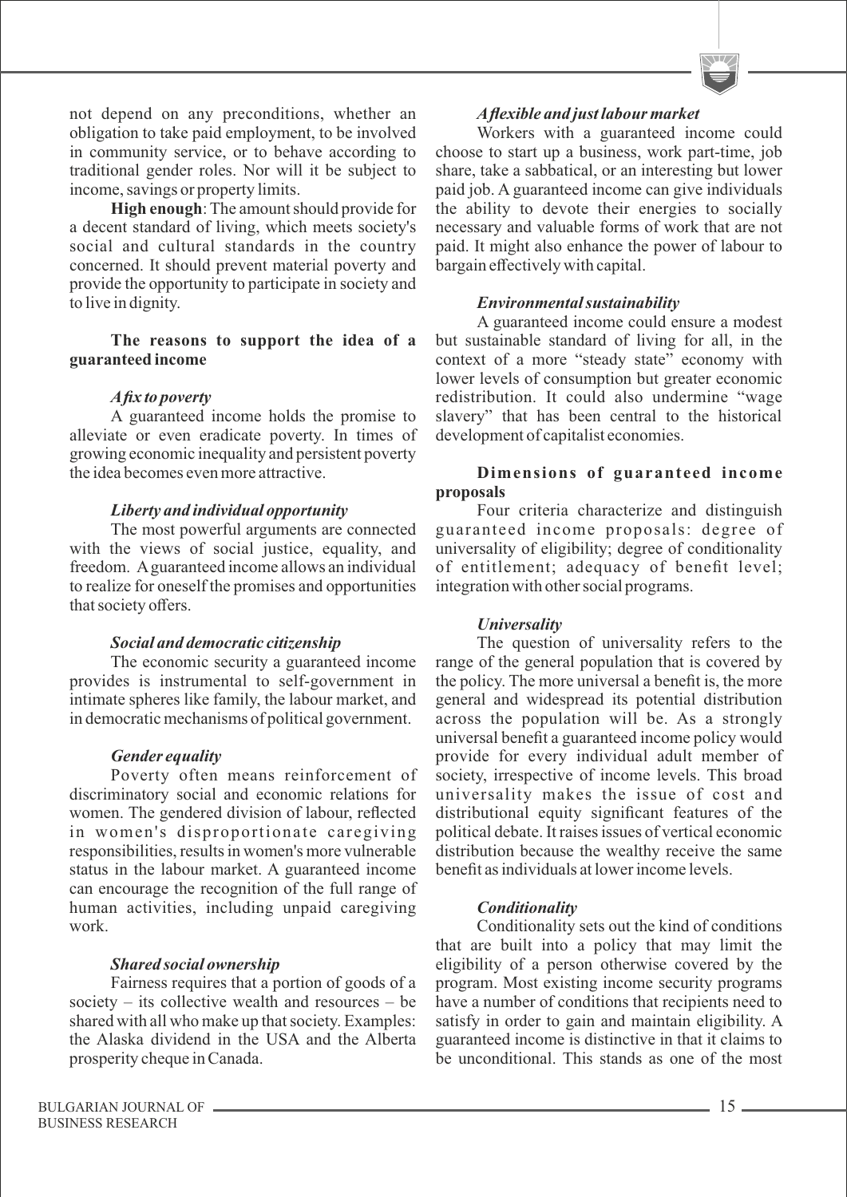not depend on any preconditions, whether an obligation to take paid employment, to be involved in community service, or to behave according to traditional gender roles. Nor will it be subject to income, savings or property limits.

**High enough**: The amount should provide for a decent standard of living, which meets society's social and cultural standards in the country concerned. It should prevent material poverty and provide the opportunity to participate in society and to live in dignity.

### The reasons to support the idea of a guaranteed income

#### *A fix to poverty*

A guaranteed income holds the promise to alleviate or even eradicate poverty. In times of growing economic inequality and persistent poverty the idea becomes even more attractive.

#### *Liberty and individual opportunity*

The most powerful arguments are connected with the views of social justice, equality, and freedom. A guaranteed income allows an individual to realize for oneself the promises and opportunities that society offers.

#### *Social and democratic citizenship*

The economic security a guaranteed income provides is instrumental to self-government in intimate spheres like family, the labour market, and in democratic mechanisms of political government.

#### *Gender equality*

Poverty often means reinforcement of discriminatory social and economic relations for women. The gendered division of labour, reflected in women's disproportionate caregiving responsibilities, results in women's more vulnerable status in the labour market. A guaranteed income can encourage the recognition of the full range of human activities, including unpaid caregiving work.

#### *Shared social ownership*

Fairness requires that a portion of goods of a society – its collective wealth and resources – be shared with all who make up that society. Examples: the Alaska dividend in the USA and the Alberta prosperity cheque in Canada.

#### *A flexible and just labour market*

Workers with a guaranteed income could choose to start up a business, work part-time, job share, take a sabbatical, or an interesting but lower paid job. A guaranteed income can give individuals the ability to devote their energies to socially necessary and valuable forms of work that are not paid. It might also enhance the power of labour to bargain effectively with capital.

#### *Environmental sustainability*

A guaranteed income could ensure a modest but sustainable standard of living for all, in the context of a more "steady state" economy with lower levels of consumption but greater economic redistribution. It could also undermine "wage slavery" that has been central to the historical development of capitalist economies.

### Dimensions of guaranteed income proposals

Four criteria characterize and distinguish guaranteed income proposals: degree of universality of eligibility; degree of conditionality of entitlement; adequacy of benefit level; integration with other social programs.

#### *Universality*

The question of universality refers to the range of the general population that is covered by the policy. The more universal a benefit is, the more general and widespread its potential distribution across the population will be. As a strongly universal benefit a guaranteed income policy would provide for every individual adult member of society, irrespective of income levels. This broad universality makes the issue of cost and distributional equity significant features of the political debate. It raises issues of vertical economic distribution because the wealthy receive the same benefit as individuals at lower income levels.

#### *Conditionality*

Conditionality sets out the kind of conditions that are built into a policy that may limit the eligibility of a person otherwise covered by the program. Most existing income security programs have a number of conditions that recipients need to satisfy in order to gain and maintain eligibility. A guaranteed income is distinctive in that it claims to be unconditional. This stands as one of the most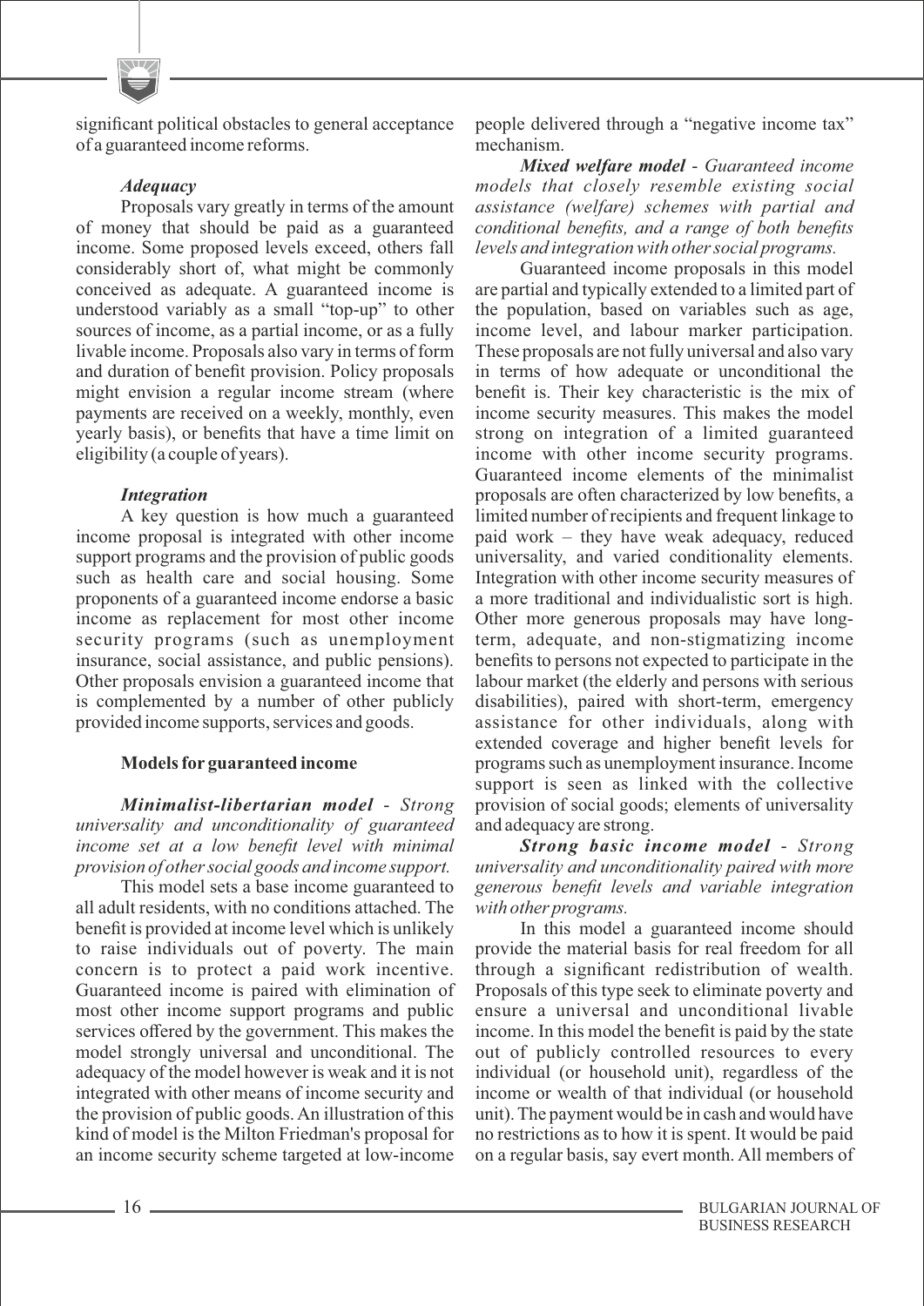significant political obstacles to general acceptance of a guaranteed income reforms.

### *Adequacy*

Proposals vary greatly in terms of the amount of money that should be paid as a guaranteed income. Some proposed levels exceed, others fall considerably short of, what might be commonly conceived as adequate. A guaranteed income is understood variably as a small "top-up" to other sources of income, as a partial income, or as a fully livable income. Proposals also vary in terms of form and duration of benefit provision. Policy proposals might envision a regular income stream (where payments are received on a weekly, monthly, even yearly basis), or benefits that have a time limit on eligibility (a couple of years).

### *Integration*

A key question is how much a guaranteed income proposal is integrated with other income support programs and the provision of public goods such as health care and social housing. Some proponents of a guaranteed income endorse a basic income as replacement for most other income security programs (such as unemployment insurance, social assistance, and public pensions). Other proposals envision a guaranteed income that is complemented by a number of other publicly provided income supports, services and goods.

## Models for guaranteed income

***Minimalist-libertarian model*** - *Strong universality and unconditionality of guaranteed income set at a low benefit level with minimal provision of other social goods and income support.*

This model sets a base income guaranteed to all adult residents, with no conditions attached. The benefit is provided at income level which is unlikely to raise individuals out of poverty. The main concern is to protect a paid work incentive. Guaranteed income is paired with elimination of most other income support programs and public services offered by the government. This makes the model strongly universal and unconditional. The adequacy of the model however is weak and it is not integrated with other means of income security and the provision of public goods. An illustration of this kind of model is the Milton Friedman's proposal for an income security scheme targeted at low-income people delivered through a "negative income tax" mechanism.

***Mixed welfare model*** - *Guaranteed income models that closely resemble existing social assistance (welfare) schemes with partial and conditional benefits, and a range of both benefits levels and integration with other social programs.*

Guaranteed income proposals in this model are partial and typically extended to a limited part of the population, based on variables such as age, income level, and labour marker participation. These proposals are not fully universal and also vary in terms of how adequate or unconditional the benefit is. Their key characteristic is the mix of income security measures. This makes the model strong on integration of a limited guaranteed income with other income security programs. Guaranteed income elements of the minimalist proposals are often characterized by low benefits, a limited number of recipients and frequent linkage to paid work – they have weak adequacy, reduced universality, and varied conditionality elements. Integration with other income security measures of a more traditional and individualistic sort is high. Other more generous proposals may have long-term, adequate, and non-stigmatizing income benefits to persons not expected to participate in the labour market (the elderly and persons with serious disabilities), paired with short-term, emergency assistance for other individuals, along with extended coverage and higher benefit levels for programs such as unemployment insurance. Income support is seen as linked with the collective provision of social goods; elements of universality and adequacy are strong.

***Strong basic income model*** - *Strong universality and unconditionality paired with more generous benefit levels and variable integration with other programs.*

In this model a guaranteed income should provide the material basis for real freedom for all through a significant redistribution of wealth. Proposals of this type seek to eliminate poverty and ensure a universal and unconditional livable income. In this model the benefit is paid by the state out of publicly controlled resources to every individual (or household unit), regardless of the income or wealth of that individual (or household unit). The payment would be in cash and would have no restrictions as to how it is spent. It would be paid on a regular basis, say evert month. All members of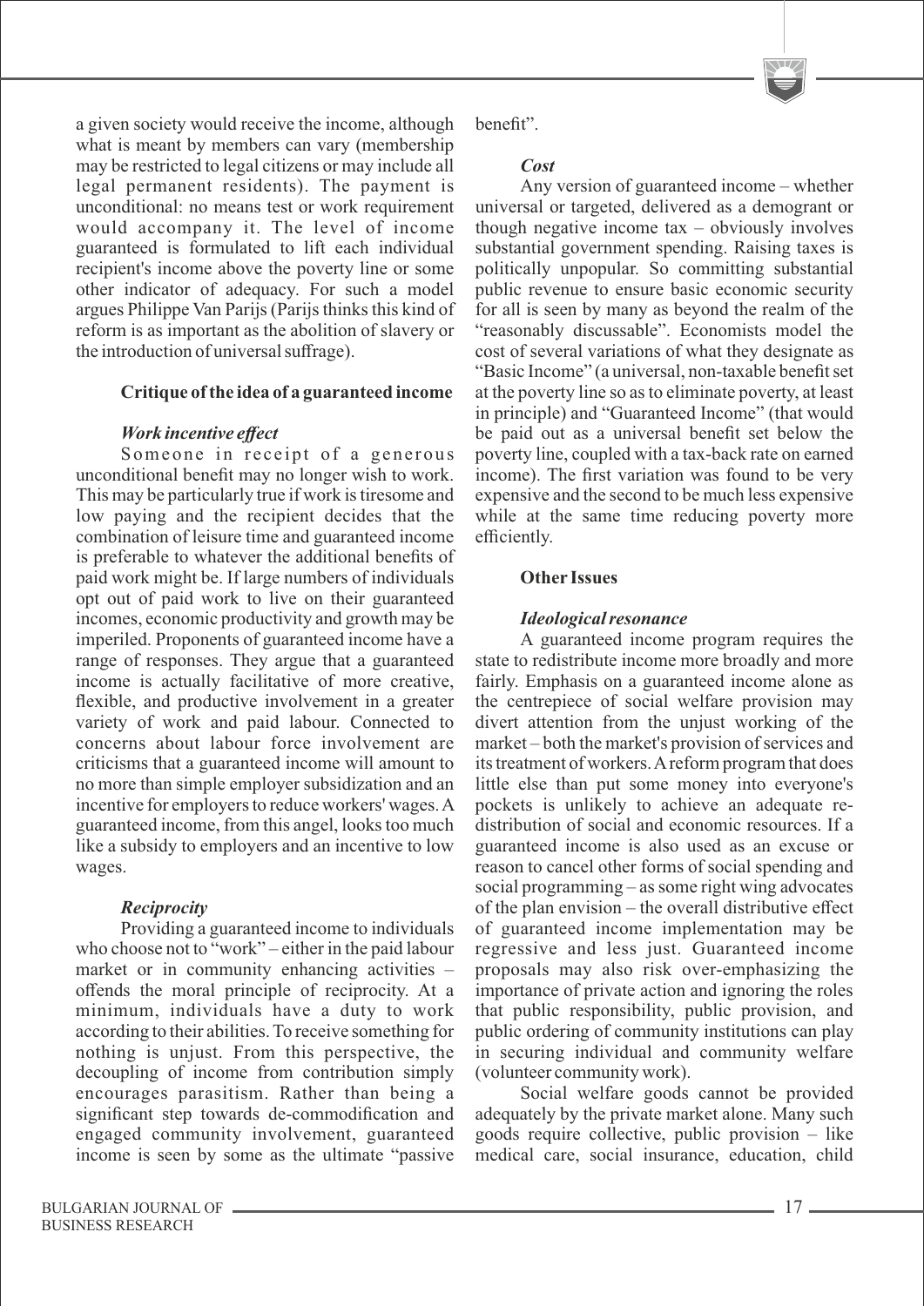a given society would receive the income, although what is meant by members can vary (membership may be restricted to legal citizens or may include all legal permanent residents). The payment is unconditional: no means test or work requirement would accompany it. The level of income guaranteed is formulated to lift each individual recipient's income above the poverty line or some other indicator of adequacy. For such a model argues Philippe Van Parijs (Parijs thinks this kind of reform is as important as the abolition of slavery or the introduction of universal suffrage).

## Critique of the idea of a guaranteed income

### *Work incentive effect*

Someone in receipt of a generous unconditional benefit may no longer wish to work. This may be particularly true if work is tiresome and low paying and the recipient decides that the combination of leisure time and guaranteed income is preferable to whatever the additional benefits of paid work might be. If large numbers of individuals opt out of paid work to live on their guaranteed incomes, economic productivity and growth may be imperiled. Proponents of guaranteed income have a range of responses. They argue that a guaranteed income is actually facilitative of more creative, flexible, and productive involvement in a greater variety of work and paid labour. Connected to concerns about labour force involvement are criticisms that a guaranteed income will amount to no more than simple employer subsidization and an incentive for employers to reduce workers' wages. A guaranteed income, from this angel, looks too much like a subsidy to employers and an incentive to low wages.

### *Reciprocity*

Providing a guaranteed income to individuals who choose not to "work" – either in the paid labour market or in community enhancing activities – offends the moral principle of reciprocity. At a minimum, individuals have a duty to work according to their abilities. To receive something for nothing is unjust. From this perspective, the decoupling of income from contribution simply encourages parasitism. Rather than being a significant step towards de-commodification and engaged community involvement, guaranteed income is seen by some as the ultimate "passive benefit".

### *Cost*

Any version of guaranteed income – whether universal or targeted, delivered as a demogrant or though negative income tax – obviously involves substantial government spending. Raising taxes is politically unpopular. So committing substantial public revenue to ensure basic economic security for all is seen by many as beyond the realm of the "reasonably discussable". Economists model the cost of several variations of what they designate as "Basic Income" (a universal, non-taxable benefit set at the poverty line so as to eliminate poverty, at least in principle) and "Guaranteed Income" (that would be paid out as a universal benefit set below the poverty line, coupled with a tax-back rate on earned income). The first variation was found to be very expensive and the second to be much less expensive while at the same time reducing poverty more efficiently.

## Other Issues

### *Ideological resonance*

A guaranteed income program requires the state to redistribute income more broadly and more fairly. Emphasis on a guaranteed income alone as the centrepiece of social welfare provision may divert attention from the unjust working of the market – both the market's provision of services and its treatment of workers. A reform program that does little else than put some money into everyone's pockets is unlikely to achieve an adequate re-distribution of social and economic resources. If a guaranteed income is also used as an excuse or reason to cancel other forms of social spending and social programming – as some right wing advocates of the plan envision – the overall distributive effect of guaranteed income implementation may be regressive and less just. Guaranteed income proposals may also risk over-emphasizing the importance of private action and ignoring the roles that public responsibility, public provision, and public ordering of community institutions can play in securing individual and community welfare (volunteer community work).

Social welfare goods cannot be provided adequately by the private market alone. Many such goods require collective, public provision – like medical care, social insurance, education, child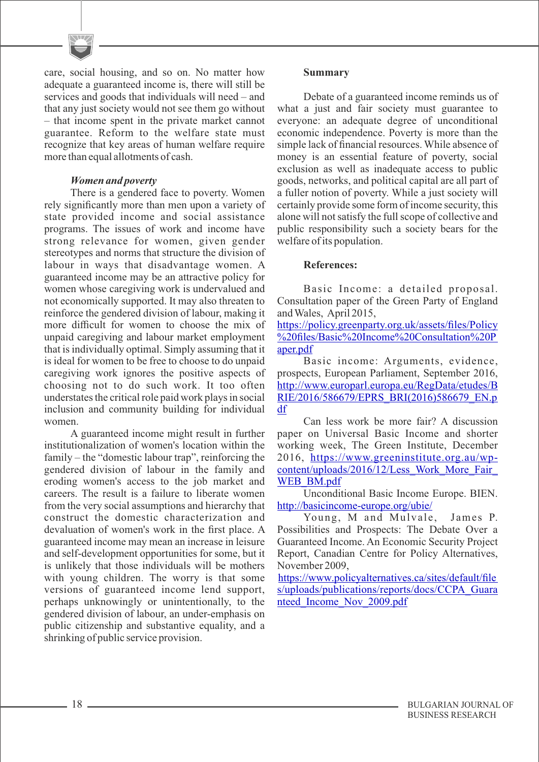care, social housing, and so on. No matter how adequate a guaranteed income is, there will still be services and goods that individuals will need – and that any just society would not see them go without – that income spent in the private market cannot guarantee. Reform to the welfare state must recognize that key areas of human welfare require more than equal allotments of cash.

### *Women and poverty*

There is a gendered face to poverty. Women rely significantly more than men upon a variety of state provided income and social assistance programs. The issues of work and income have strong relevance for women, given gender stereotypes and norms that structure the division of labour in ways that disadvantage women. A guaranteed income may be an attractive policy for women whose caregiving work is undervalued and not economically supported. It may also threaten to reinforce the gendered division of labour, making it more difficult for women to choose the mix of unpaid caregiving and labour market employment that is individually optimal. Simply assuming that it is ideal for women to be free to choose to do unpaid caregiving work ignores the positive aspects of choosing not to do such work. It too often understates the critical role paid work plays in social inclusion and community building for individual women.

A guaranteed income might result in further institutionalization of women's location within the family – the "domestic labour trap", reinforcing the gendered division of labour in the family and eroding women's access to the job market and careers. The result is a failure to liberate women from the very social assumptions and hierarchy that construct the domestic characterization and devaluation of women's work in the first place. A guaranteed income may mean an increase in leisure and self-development opportunities for some, but it is unlikely that those individuals will be mothers with young children. The worry is that some versions of guaranteed income lend support, perhaps unknowingly or unintentionally, to the gendered division of labour, an under-emphasis on public citizenship and substantive equality, and a shrinking of public service provision.

## Summary

Debate of a guaranteed income reminds us of what a just and fair society must guarantee to everyone: an adequate degree of unconditional economic independence. Poverty is more than the simple lack of financial resources. While absence of money is an essential feature of poverty, social exclusion as well as inadequate access to public goods, networks, and political capital are all part of a fuller notion of poverty. While a just society will certainly provide some form of income security, this alone will not satisfy the full scope of collective and public responsibility such a society bears for the welfare of its population.

## References:

Basic Income: a detailed proposal. Consultation paper of the Green Party of England and Wales, April 2015, https://policy.greenparty.org.uk/assets/files/Policy%20files/Basic%20Income%20Consultation%20Paper.pdf

Basic income: Arguments, evidence, prospects, European Parliament, September 2016, http://www.europarl.europa.eu/RegData/etudes/BRIE/2016/586679/EPRS_BRI(2016)586679_EN.pdf

Can less work be more fair? A discussion paper on Universal Basic Income and shorter working week, The Green Institute, December 2016, https://www.greeninstitute.org.au/wp-content/uploads/2016/12/Less_Work_More_Fair_WEB_BM.pdf

Unconditional Basic Income Europe. BIEN. http://basicincome-europe.org/ubie/

Young, M and Mulvale, James P. Possibilities and Prospects: The Debate Over a Guaranteed Income. An Economic Security Project Report, Canadian Centre for Policy Alternatives, November 2009, https://www.policyalternatives.ca/sites/default/files/uploads/publications/reports/docs/CCPA_Guaranteed_Income_Nov_2009.pdf